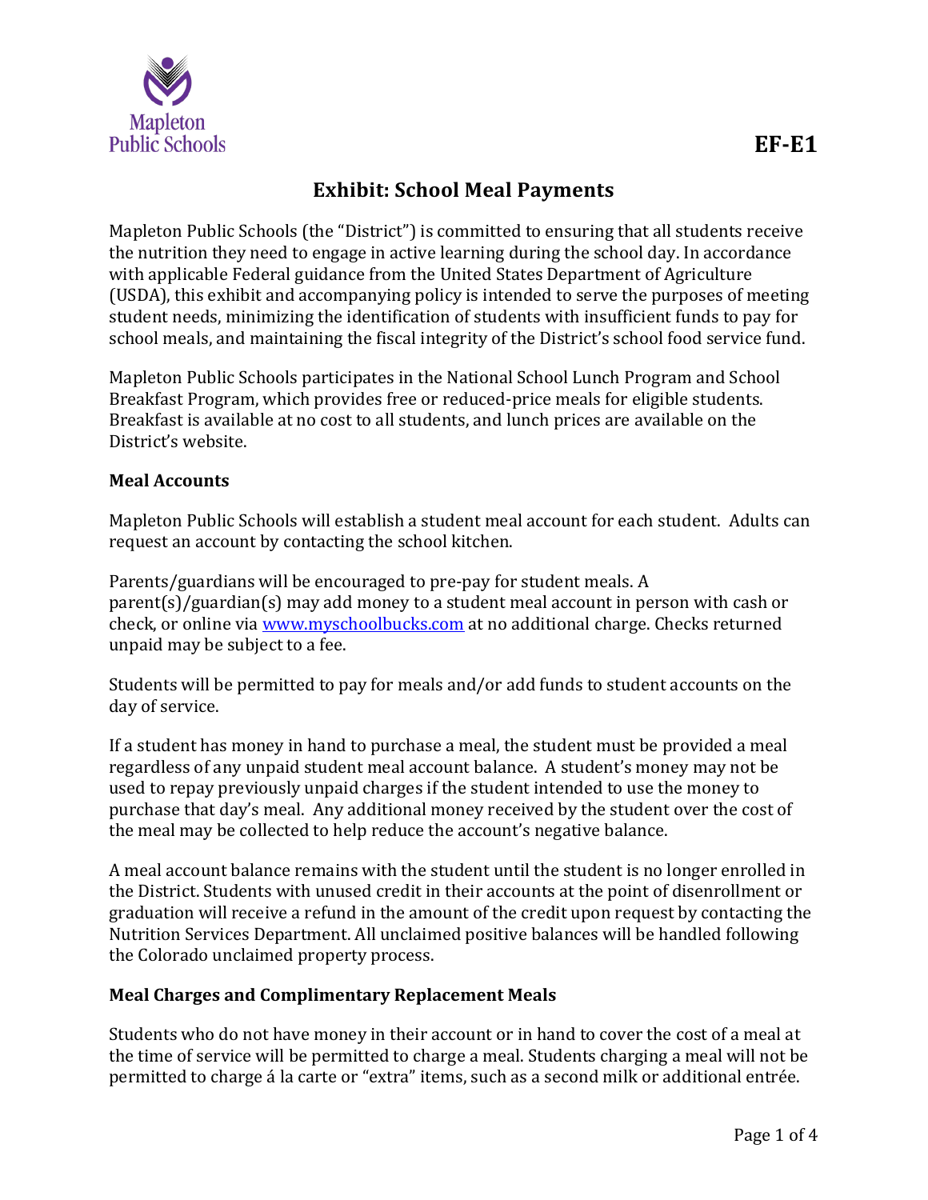Mapleton Public Schools

EF-E1

# Exhibit: School Meal Payments

Mapleton Public Schools (the "District") is committed to ensuring that all students receive the nutrition they need to engage in active learning during the school day. In accordance with applicable Federal guidance from the United States Department of Agriculture (USDA), this exhibit and accompanying policy is intended to serve the purposes of meeting student needs, minimizing the identification of students with insufficient funds to pay for school meals, and maintaining the fiscal integrity of the District's school food service fund.

Mapleton Public Schools participates in the National School Lunch Program and School Breakfast Program, which provides free or reduced-price meals for eligible students. Breakfast is available at no cost to all students, and lunch prices are available on the District's website.

## Meal Accounts

Mapleton Public Schools will establish a student meal account for each student. Adults can request an account by contacting the school kitchen.

Parents/guardians will be encouraged to pre-pay for student meals. A parent(s)/guardian(s) may add money to a student meal account in person with cash or check, or online via [www.myschoolbucks.com](http://www.myschoolbucks.com) at no additional charge. Checks returned unpaid may be subject to a fee.

Students will be permitted to pay for meals and/or add funds to student accounts on the day of service.

If a student has money in hand to purchase a meal, the student must be provided a meal regardless of any unpaid student meal account balance. A student's money may not be used to repay previously unpaid charges if the student intended to use the money to purchase that day's meal. Any additional money received by the student over the cost of the meal may be collected to help reduce the account's negative balance.

A meal account balance remains with the student until the student is no longer enrolled in the District. Students with unused credit in their accounts at the point of disenrollment or graduation will receive a refund in the amount of the credit upon request by contacting the Nutrition Services Department. All unclaimed positive balances will be handled following the Colorado unclaimed property process.

## Meal Charges and Complimentary Replacement Meals

Students who do not have money in their account or in hand to cover the cost of a meal at the time of service will be permitted to charge a meal. Students charging a meal will not be permitted to charge á la carte or "extra" items, such as a second milk or additional entrée.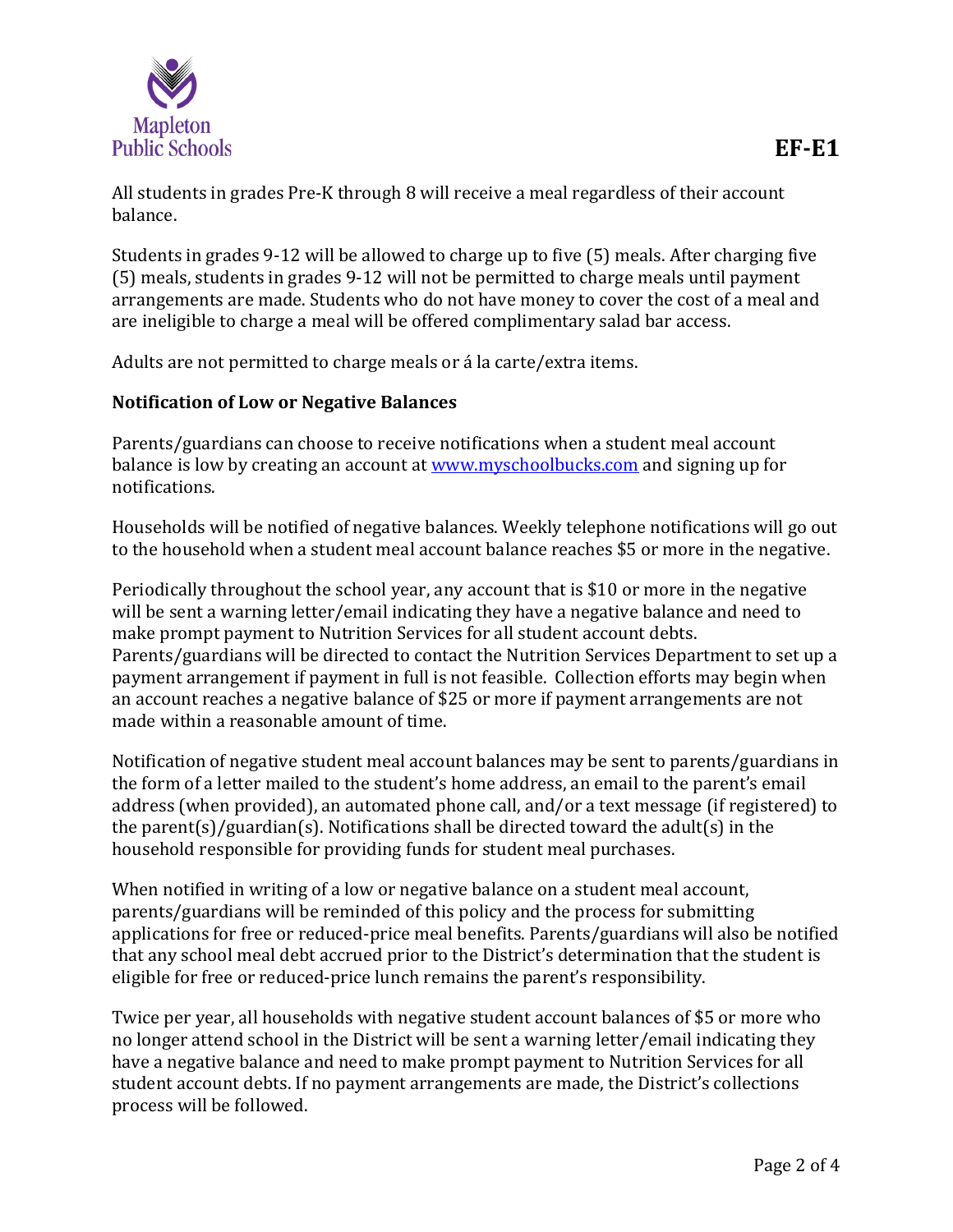All students in grades Pre-K through 8 will receive a meal regardless of their account balance.

Students in grades 9-12 will be allowed to charge up to five (5) meals. After charging five (5) meals, students in grades 9-12 will not be permitted to charge meals until payment arrangements are made. Students who do not have money to cover the cost of a meal and are ineligible to charge a meal will be offered complimentary salad bar access.

Adults are not permitted to charge meals or á la carte/extra items.

**Notification of Low or Negative Balances**

Parents/guardians can choose to receive notifications when a student meal account balance is low by creating an account at [www.myschoolbucks.com](http://www.myschoolbucks.com) and signing up for notifications.

Households will be notified of negative balances. Weekly telephone notifications will go out to the household when a student meal account balance reaches $5 or more in the negative.

Periodically throughout the school year, any account that is $10 or more in the negative will be sent a warning letter/email indicating they have a negative balance and need to make prompt payment to Nutrition Services for all student account debts. Parents/guardians will be directed to contact the Nutrition Services Department to set up a payment arrangement if payment in full is not feasible. Collection efforts may begin when an account reaches a negative balance of $25 or more if payment arrangements are not made within a reasonable amount of time.

Notification of negative student meal account balances may be sent to parents/guardians in the form of a letter mailed to the student's home address, an email to the parent's email address (when provided), an automated phone call, and/or a text message (if registered) to the parent(s)/guardian(s). Notifications shall be directed toward the adult(s) in the household responsible for providing funds for student meal purchases.

When notified in writing of a low or negative balance on a student meal account, parents/guardians will be reminded of this policy and the process for submitting applications for free or reduced-price meal benefits. Parents/guardians will also be notified that any school meal debt accrued prior to the District's determination that the student is eligible for free or reduced-price lunch remains the parent's responsibility.

Twice per year, all households with negative student account balances of $5 or more who no longer attend school in the District will be sent a warning letter/email indicating they have a negative balance and need to make prompt payment to Nutrition Services for all student account debts. If no payment arrangements are made, the District's collections process will be followed.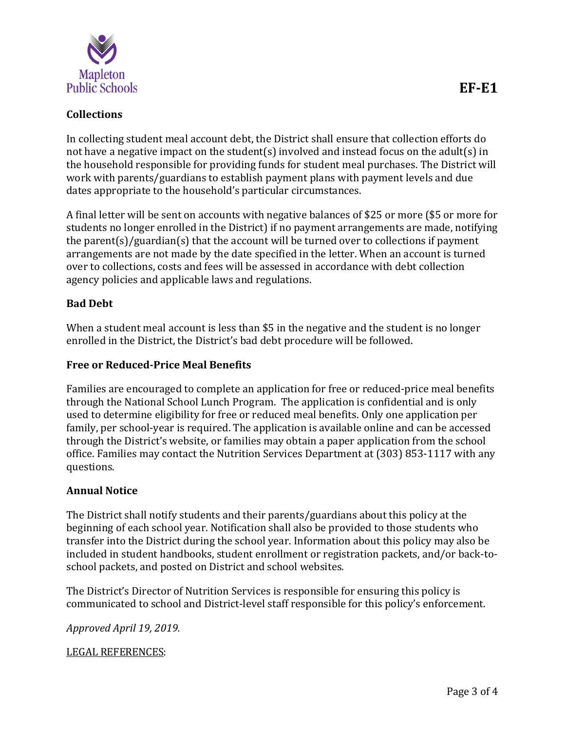**EF-E1**

## Collections

In collecting student meal account debt, the District shall ensure that collection efforts do not have a negative impact on the student(s) involved and instead focus on the adult(s) in the household responsible for providing funds for student meal purchases. The District will work with parents/guardians to establish payment plans with payment levels and due dates appropriate to the household's particular circumstances.

A final letter will be sent on accounts with negative balances of $25 or more ($5 or more for students no longer enrolled in the District) if no payment arrangements are made, notifying the parent(s)/guardian(s) that the account will be turned over to collections if payment arrangements are not made by the date specified in the letter. When an account is turned over to collections, costs and fees will be assessed in accordance with debt collection agency policies and applicable laws and regulations.

## Bad Debt

When a student meal account is less than $5 in the negative and the student is no longer enrolled in the District, the District's bad debt procedure will be followed.

## Free or Reduced-Price Meal Benefits

Families are encouraged to complete an application for free or reduced-price meal benefits through the National School Lunch Program. The application is confidential and is only used to determine eligibility for free or reduced meal benefits. Only one application per family, per school-year is required. The application is available online and can be accessed through the District's website, or families may obtain a paper application from the school office. Families may contact the Nutrition Services Department at (303) 853-1117 with any questions.

## Annual Notice

The District shall notify students and their parents/guardians about this policy at the beginning of each school year. Notification shall also be provided to those students who transfer into the District during the school year. Information about this policy may also be included in student handbooks, student enrollment or registration packets, and/or back-to-school packets, and posted on District and school websites.

The District's Director of Nutrition Services is responsible for ensuring this policy is communicated to school and District-level staff responsible for this policy's enforcement.

*Approved April 19, 2019.*

LEGAL REFERENCES: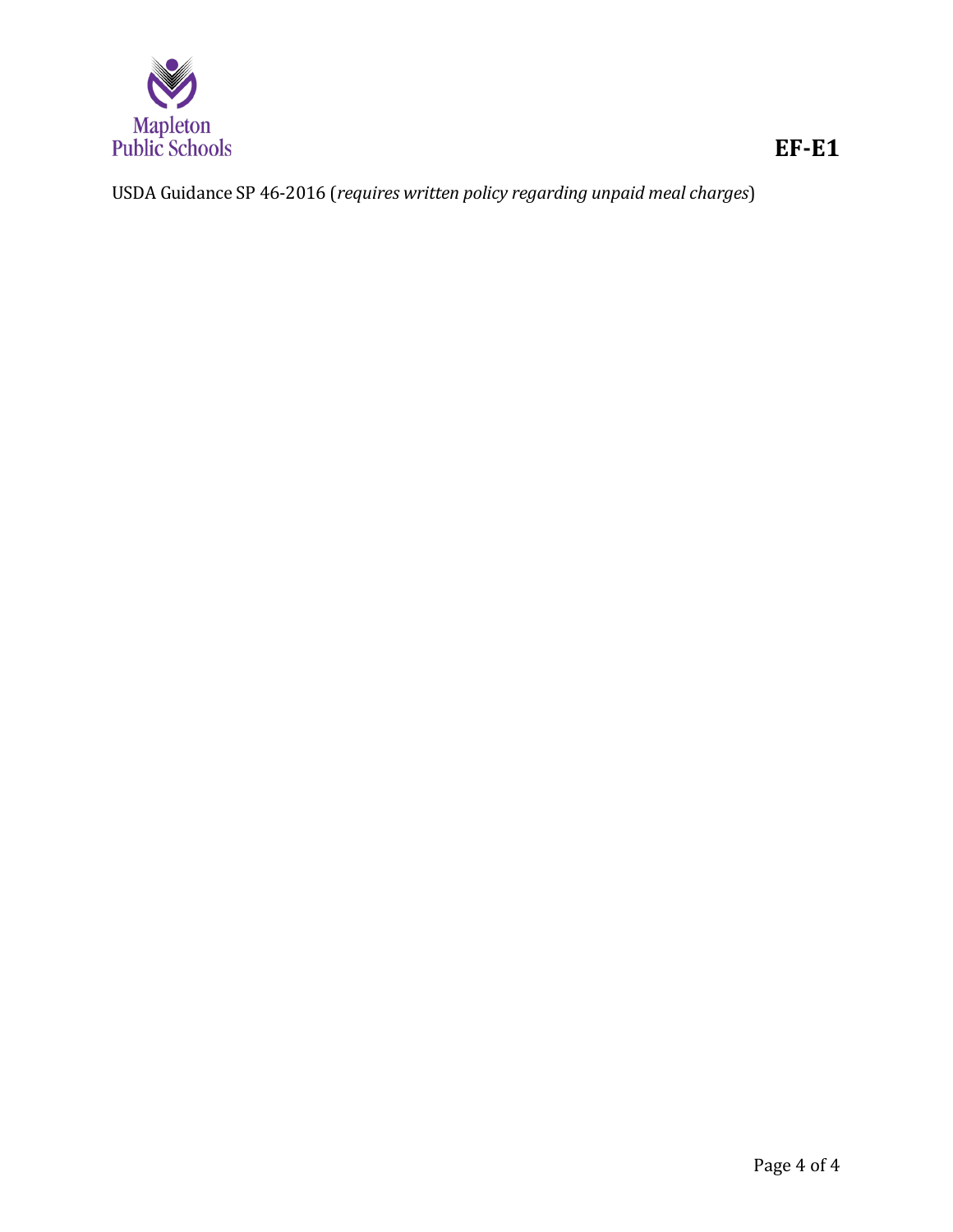USDA Guidance SP 46-2016 (*requires written policy regarding unpaid meal charges*)